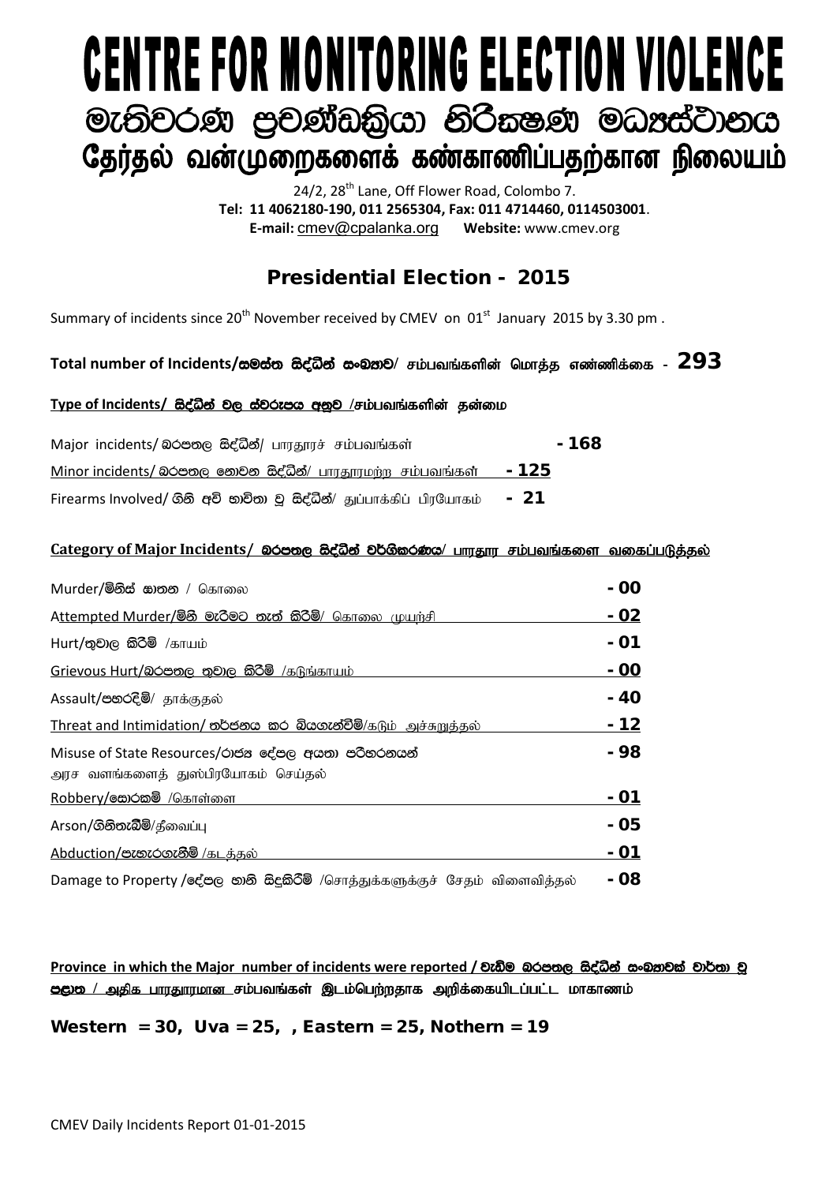# CENTRE FOR MONITORING ELECTION VIOLENCE

# මැතිවරණ ප්‍රචණ්ඩත්‍රියා නිරීක්ෂණ මධ්‍යස්ථානය

# தேர்தல் வன்முறைகளைக் கண்காணிப்பதற்கான நிலையம்

24/2, 28th Lane, Off Flower Road, Colombo 7.
**Tel: 11 4062180-190, 011 2565304, Fax: 011 4714460, 0114503001**.
**E-mail:** cmev@cpalanka.org **Website:** www.cmev.org

## Presidential Election - 2015

Summary of incidents since 20th November received by CMEV on 01st January 2015 by 3.30 pm .

**Total number of Incidents/සමස්ත සිද්ධීන් සංඛ්‍යාව/ சம்பவங்களின் மொத்த எண்ணிக்கை - 293**

**Type of Incidents/ සිද්ධීන් වල ස්වරූපය අනුව /சம்பவங்களின் தன்மை**

| | |
|---|---|
| Major incidents/ බරපතල සිද්ධීන්/ பாரதூரச் சம்பவங்கள் | **- 168** |
| Minor incidents/ බරපතල නොවන සිද්ධීන්/ பாரதூரமற்ற சம்பவங்கள் | **- 125** |
| Firearms Involved/ ගිනි අවි භාවිතා වූ සිද්ධීන්/ துப்பாக்கிப் பிரயோகம் | **- 21** |

**Category of Major Incidents/ බරපතල සිද්ධීන් වර්ගීකරණය/ பாரதூர சம்பவங்களை வகைப்படுத்தல்**

| | |
|---|---|
| Murder/මිනීස් ඝාතන / கொலை | **- 00** |
| Attempted Murder/මිනී මැරීමට තැත් කිරීම්/ கொலை முயற்சி | **- 02** |
| Hurt/තුවාල කිරීම් /காயம் | **- 01** |
| Grievous Hurt/බරපතල තුවාල කිරීම් /கடுங்காயம் | **- 00** |
| Assault/පහරදීම්/ தாக்குதல் | **- 40** |
| Threat and Intimidation/ තර්ජනය කර බියගැන්වීම්/கடும் அச்சுறுத்தல் | **- 12** |
| Misuse of State Resources/රාජ්‍ය දේපල අයතා පරිහරනයන් அரச வளங்களைத் துஸ்பிரயோகம் செய்தல் | **- 98** |
| Robbery/සොරකම් /கொள்ளை | **- 01** |
| Arson/ගිනිතැබීම්/தீவைப்பு | **- 05** |
| Abduction/පැහැරගැනීම් /கடத்தல் | **- 01** |
| Damage to Property /දේපල හානි සිදුකිරීම් /சொத்துக்களுக்குச் சேதம் விளைவித்தல் | **- 08** |

**Province in which the Major number of incidents were reported / වැඩිම බරපතල සිද්ධීන් සංඛ්‍යාවක් වාර්තා වූ පළාත / அதிக பாரதூரமான சம்பவங்கள் இடம்பெற்றதாக அறிக்கையிடப்பட்ட மாகாணம்**

**Western = 30, Uva = 25, , Eastern = 25, Nothern = 19**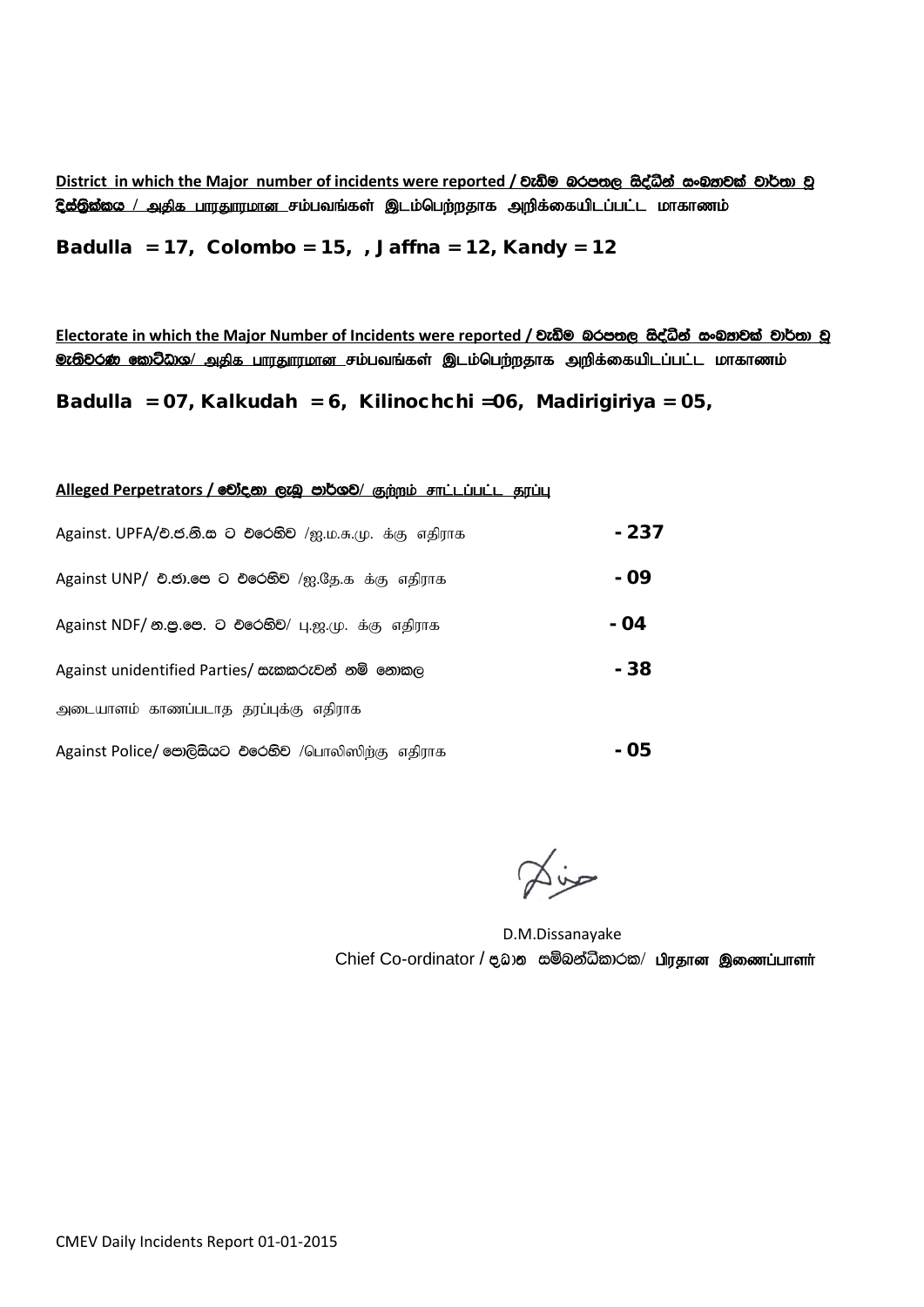**District in which the Major number of incidents were reported / වැඩිම බරපතල සිද්ධීන් සංඛ්‍යාවක් වාර්තා වූ දිස්ත්‍රික්කය / அதிக பாரதூரமான சம்பவங்கள் இடம்பெற்றதாக அறிக்கையிடப்பட்ட மாகாணம்**

**Badulla = 17, Colombo = 15, , Jaffna = 12, Kandy = 12**

**Electorate in which the Major Number of Incidents were reported / වැඩිම බරපතල සිද්ධීන් සංඛ්‍යාවක් වාර්තා වූ මැතිවරණ කොට්ඨාශ/ அதிக பாரதூரமான சம்பவங்கள் இடம்பெற்றதாக அறிக்கையிடப்பட்ட மாகாணம்**

**Badulla = 07, Kalkudah = 6, Kilinochchi =06, Madirigiriya = 05,**

**Alleged Perpetrators / චෝදනා ලැබූ පාර්ශව/ குற்றம் சாட்டப்பட்ட தரப்பு**

| | |
|---|---|
| Against. UPFA/එ.ජ.නි.ස ට එරෙහිව /ஐ.ம.சு.மு. க்கு எதிராக | **- 237** |
| Against UNP/ එ.ජා.පෙ ට එරෙහිව /ஐ.தே.க க்கு எதிராக | **- 09** |
| Against NDF/ න.ප්‍ර.පෙ. ට එරෙහිව/ பு.ஜ.மு. க்கு எதிராக | **- 04** |
| Against unidentified Parties/ සැකකරුවන් නම් නොකළ அடையாளம் காணப்படாத தரப்புக்கு எதிராக | **- 38** |
| Against Police/ පොලිසියට එරෙහිව /பொலிஸிற்கு எதிராக | **- 05** |

D.M.Dissanayake
Chief Co-ordinator / ප්‍රධාන සම්බන්ධීකාරක/ பிரதான இணைப்பாளர்

CMEV Daily Incidents Report 01-01-2015